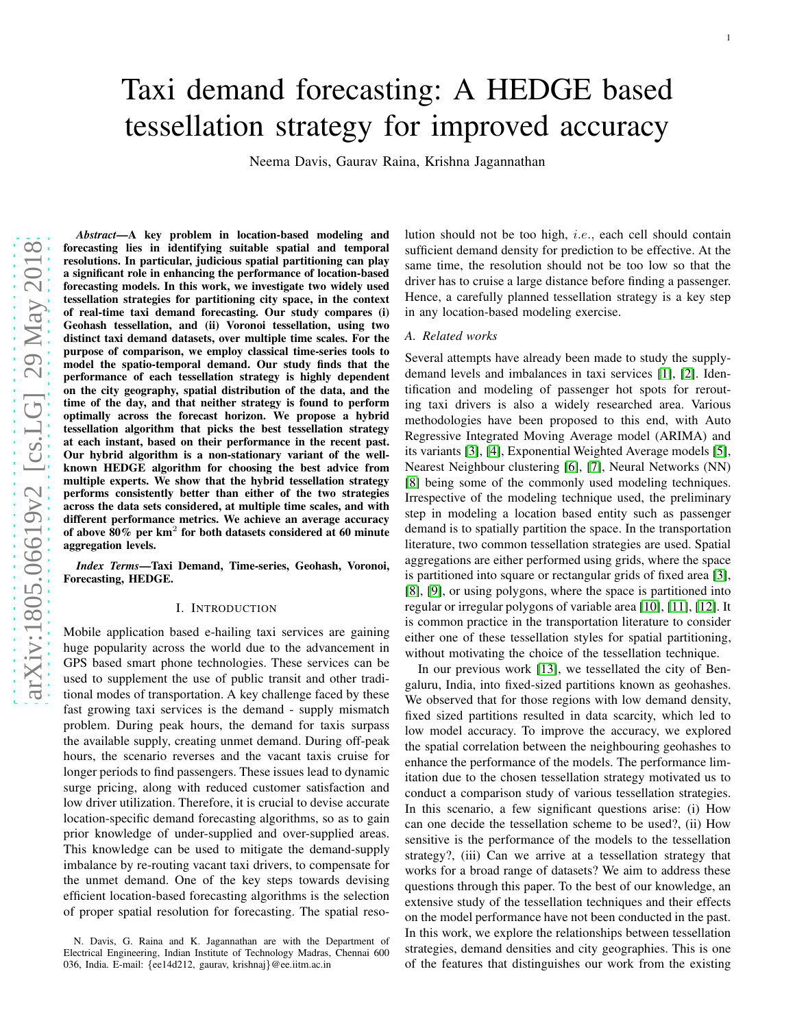# Taxi demand forecasting: A HEDGE based tessellation strategy for improved accuracy

Neema Davis, Gaurav Raina, Krishna Jagannathan

***Abstract*—A key problem in location-based modeling and forecasting lies in identifying suitable spatial and temporal resolutions. In particular, judicious spatial partitioning can play a significant role in enhancing the performance of location-based forecasting models. In this work, we investigate two widely used tessellation strategies for partitioning city space, in the context of real-time taxi demand forecasting. Our study compares (i) Geohash tessellation, and (ii) Voronoi tessellation, using two distinct taxi demand datasets, over multiple time scales. For the purpose of comparison, we employ classical time-series tools to model the spatio-temporal demand. Our study finds that the performance of each tessellation strategy is highly dependent on the city geography, spatial distribution of the data, and the time of the day, and that neither strategy is found to perform optimally across the forecast horizon. We propose a hybrid tessellation algorithm that picks the best tessellation strategy at each instant, based on their performance in the recent past. Our hybrid algorithm is a non-stationary variant of the well-known HEDGE algorithm for choosing the best advice from multiple experts. We show that the hybrid tessellation strategy performs consistently better than either of the two strategies across the data sets considered, at multiple time scales, and with different performance metrics. We achieve an average accuracy of above 80% per km$^2$ for both datasets considered at 60 minute aggregation levels.**

***Index Terms*—Taxi Demand, Time-series, Geohash, Voronoi, Forecasting, HEDGE.**

## I. Introduction

Mobile application based e-hailing taxi services are gaining huge popularity across the world due to the advancement in GPS based smart phone technologies. These services can be used to supplement the use of public transit and other traditional modes of transportation. A key challenge faced by these fast growing taxi services is the demand - supply mismatch problem. During peak hours, the demand for taxis surpass the available supply, creating unmet demand. During off-peak hours, the scenario reverses and the vacant taxis cruise for longer periods to find passengers. These issues lead to dynamic surge pricing, along with reduced customer satisfaction and low driver utilization. Therefore, it is crucial to devise accurate location-specific demand forecasting algorithms, so as to gain prior knowledge of under-supplied and over-supplied areas. This knowledge can be used to mitigate the demand-supply imbalance by re-routing vacant taxi drivers, to compensate for the unmet demand. One of the key steps towards devising efficient location-based forecasting algorithms is the selection of proper spatial resolution for forecasting. The spatial resolution should not be too high, *i.e.*, each cell should contain sufficient demand density for prediction to be effective. At the same time, the resolution should not be too low so that the driver has to cruise a large distance before finding a passenger. Hence, a carefully planned tessellation strategy is a key step in any location-based modeling exercise.

### A. Related works

Several attempts have already been made to study the supply-demand levels and imbalances in taxi services [1], [2]. Identification and modeling of passenger hot spots for rerouting taxi drivers is also a widely researched area. Various methodologies have been proposed to this end, with Auto Regressive Integrated Moving Average model (ARIMA) and its variants [3], [4], Exponential Weighted Average models [5], Nearest Neighbour clustering [6], [7], Neural Networks (NN) [8] being some of the commonly used modeling techniques. Irrespective of the modeling technique used, the preliminary step in modeling a location based entity such as passenger demand is to spatially partition the space. In the transportation literature, two common tessellation strategies are used. Spatial aggregations are either performed using grids, where the space is partitioned into square or rectangular grids of fixed area [3], [8], [9], or using polygons, where the space is partitioned into regular or irregular polygons of variable area [10], [11], [12]. It is common practice in the transportation literature to consider either one of these tessellation styles for spatial partitioning, without motivating the choice of the tessellation technique.

In our previous work [13], we tessellated the city of Bengaluru, India, into fixed-sized partitions known as geohashes. We observed that for those regions with low demand density, fixed sized partitions resulted in data scarcity, which led to low model accuracy. To improve the accuracy, we explored the spatial correlation between the neighbouring geohashes to enhance the performance of the models. The performance limitation due to the chosen tessellation strategy motivated us to conduct a comparison study of various tessellation strategies. In this scenario, a few significant questions arise: (i) How can one decide the tessellation scheme to be used?, (ii) How sensitive is the performance of the models to the tessellation strategy?, (iii) Can we arrive at a tessellation strategy that works for a broad range of datasets? We aim to address these questions through this paper. To the best of our knowledge, an extensive study of the tessellation techniques and their effects on the model performance have not been conducted in the past. In this work, we explore the relationships between tessellation strategies, demand densities and city geographies. This is one of the features that distinguishes our work from the existing

N. Davis, G. Raina and K. Jagannathan are with the Department of Electrical Engineering, Indian Institute of Technology Madras, Chennai 600 036, India. E-mail: {ee14d212, gaurav, krishnaj}@ee.iitm.ac.in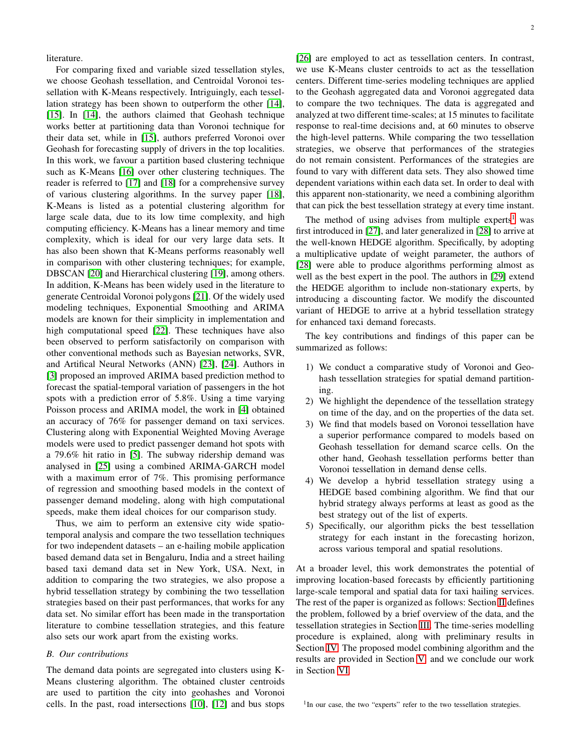literature.

For comparing fixed and variable sized tessellation styles, we choose Geohash tessellation, and Centroidal Voronoi tessellation with K-Means respectively. Intriguingly, each tessellation strategy has been shown to outperform the other [14], [15]. In [14], the authors claimed that Geohash technique works better at partitioning data than Voronoi technique for their data set, while in [15], authors preferred Voronoi over Geohash for forecasting supply of drivers in the top localities. In this work, we favour a partition based clustering technique such as K-Means [16] over other clustering techniques. The reader is referred to [17] and [18] for a comprehensive survey of various clustering algorithms. In the survey paper [18], K-Means is listed as a potential clustering algorithm for large scale data, due to its low time complexity, and high computing efficiency. K-Means has a linear memory and time complexity, which is ideal for our very large data sets. It has also been shown that K-Means performs reasonably well in comparison with other clustering techniques; for example, DBSCAN [20] and Hierarchical clustering [19], among others. In addition, K-Means has been widely used in the literature to generate Centroidal Voronoi polygons [21]. Of the widely used modeling techniques, Exponential Smoothing and ARIMA models are known for their simplicity in implementation and high computational speed [22]. These techniques have also been observed to perform satisfactorily on comparison with other conventional methods such as Bayesian networks, SVR, and Artificial Neural Networks (ANN) [23], [24]. Authors in [3] proposed an improved ARIMA based prediction method to forecast the spatial-temporal variation of passengers in the hot spots with a prediction error of 5.8%. Using a time varying Poisson process and ARIMA model, the work in [4] obtained an accuracy of 76% for passenger demand on taxi services. Clustering along with Exponential Weighted Moving Average models were used to predict passenger demand hot spots with a 79.6% hit ratio in [5]. The subway ridership demand was analysed in [25] using a combined ARIMA-GARCH model with a maximum error of 7%. This promising performance of regression and smoothing based models in the context of passenger demand modeling, along with high computational speeds, make them ideal choices for our comparison study.

Thus, we aim to perform an extensive city wide spatio-temporal analysis and compare the two tessellation techniques for two independent datasets – an e-hailing mobile application based demand data set in Bengaluru, India and a street hailing based taxi demand data set in New York, USA. Next, in addition to comparing the two strategies, we also propose a hybrid tessellation strategy by combining the two tessellation strategies based on their past performances, that works for any data set. No similar effort has been made in the transportation literature to combine tessellation strategies, and this feature also sets our work apart from the existing works.

### B. Our contributions

The demand data points are segregated into clusters using K-Means clustering algorithm. The obtained cluster centroids are used to partition the city into geohashes and Voronoi cells. In the past, road intersections [10], [12] and bus stops [26] are employed to act as tessellation centers. In contrast, we use K-Means cluster centroids to act as the tessellation centers. Different time-series modeling techniques are applied to the Geohash aggregated data and Voronoi aggregated data to compare the two techniques. The data is aggregated and analyzed at two different time-scales; at 15 minutes to facilitate response to real-time decisions and, at 60 minutes to observe the high-level patterns. While comparing the two tessellation strategies, we observe that performances of the strategies do not remain consistent. Performances of the strategies are found to vary with different data sets. They also showed time dependent variations within each data set. In order to deal with this apparent non-stationarity, we need a combining algorithm that can pick the best tessellation strategy at every time instant.

The method of using advises from multiple experts[1] was first introduced in [27], and later generalized in [28] to arrive at the well-known HEDGE algorithm. Specifically, by adopting a multiplicative update of weight parameter, the authors of [28] were able to produce algorithms performing almost as well as the best expert in the pool. The authors in [29] extend the HEDGE algorithm to include non-stationary experts, by introducing a discounting factor. We modify the discounted variant of HEDGE to arrive at a hybrid tessellation strategy for enhanced taxi demand forecasts.

The key contributions and findings of this paper can be summarized as follows:

1) We conduct a comparative study of Voronoi and Geohash tessellation strategies for spatial demand partitioning.
2) We highlight the dependence of the tessellation strategy on time of the day, and on the properties of the data set.
3) We find that models based on Voronoi tessellation have a superior performance compared to models based on Geohash tessellation for demand scarce cells. On the other hand, Geohash tessellation performs better than Voronoi tessellation in demand dense cells.
4) We develop a hybrid tessellation strategy using a HEDGE based combining algorithm. We find that our hybrid strategy always performs at least as good as the best strategy out of the list of experts.
5) Specifically, our algorithm picks the best tessellation strategy for each instant in the forecasting horizon, across various temporal and spatial resolutions.

At a broader level, this work demonstrates the potential of improving location-based forecasts by efficiently partitioning large-scale temporal and spatial data for taxi hailing services. The rest of the paper is organized as follows: Section II defines the problem, followed by a brief overview of the data, and the tessellation strategies in Section III. The time-series modelling procedure is explained, along with preliminary results in Section IV. The proposed model combining algorithm and the results are provided in Section V, and we conclude our work in Section VI.

[1] In our case, the two "experts" refer to the two tessellation strategies.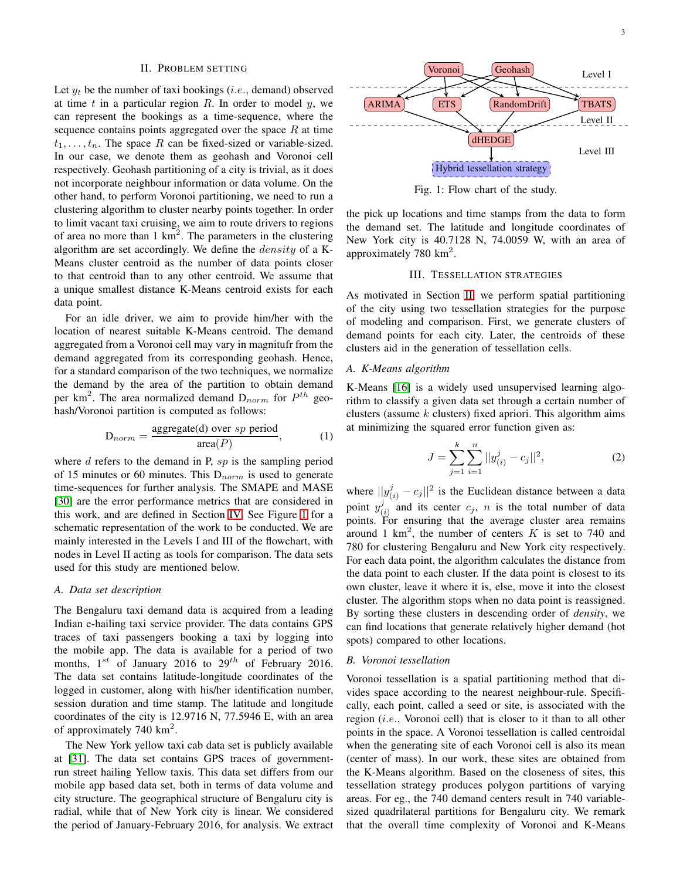## II. Problem setting

Let $y_t$ be the number of taxi bookings (*i.e.*, demand) observed at time $t$ in a particular region $R$. In order to model $y$, we can represent the bookings as a time-sequence, where the sequence contains points aggregated over the space $R$ at time $t_1, \ldots, t_n$. The space $R$ can be fixed-sized or variable-sized. In our case, we denote them as geohash and Voronoi cell respectively. Geohash partitioning of a city is trivial, as it does not incorporate neighbour information or data volume. On the other hand, to perform Voronoi partitioning, we need to run a clustering algorithm to cluster nearby points together. In order to limit vacant taxi cruising, we aim to route drivers to regions of area no more than 1 km$^2$. The parameters in the clustering algorithm are set accordingly. We define the *density* of a K-Means cluster centroid as the number of data points closer to that centroid than to any other centroid. We assume that a unique smallest distance K-Means centroid exists for each data point.

For an idle driver, we aim to provide him/her with the location of nearest suitable K-Means centroid. The demand aggregated from a Voronoi cell may vary in magnitufr from the demand aggregated from its corresponding geohash. Hence, for a standard comparison of the two techniques, we normalize the demand by the area of the partition to obtain demand per km$^2$. The area normalized demand $\text{D}_{norm}$ for $P^{th}$ geohash/Voronoi partition is computed as follows:

$$\text{D}_{norm} = \frac{\text{aggregate(d) over } sp \text{ period}}{\text{area}(P)}, \quad (1)$$

where $d$ refers to the demand in P, $sp$ is the sampling period of 15 minutes or 60 minutes. This $\text{D}_{norm}$ is used to generate time-sequences for further analysis. The SMAPE and MASE [30] are the error performance metrics that are considered in this work, and are defined in Section IV. See Figure 1 for a schematic representation of the work to be conducted. We are mainly interested in the Levels I and III of the flowchart, with nodes in Level II acting as tools for comparison. The data sets used for this study are mentioned below.

### A. Data set description

The Bengaluru taxi demand data is acquired from a leading Indian e-hailing taxi service provider. The data contains GPS traces of taxi passengers booking a taxi by logging into the mobile app. The data is available for a period of two months, 1$^{st}$ of January 2016 to 29$^{th}$ of February 2016. The data set contains latitude-longitude coordinates of the logged in customer, along with his/her identification number, session duration and time stamp. The latitude and longitude coordinates of the city is 12.9716 N, 77.5946 E, with an area of approximately 740 km$^2$.

The New York yellow taxi cab data set is publicly available at [31]. The data set contains GPS traces of government-run street hailing Yellow taxis. This data set differs from our mobile app based data set, both in terms of data volume and city structure. The geographical structure of Bengaluru city is radial, while that of New York city is linear. We considered the period of January-February 2016, for analysis. We extract the pick up locations and time stamps from the data to form the demand set. The latitude and longitude coordinates of New York city is 40.7128 N, 74.0059 W, with an area of approximately 780 km$^2$.

Voronoi, Geohash — Level I
ARIMA, ETS, RandomDrift, TBATS — Level II
dHEDGE — Level III
Hybrid tessellation strategy

Fig. 1: Flow chart of the study.

## III. Tessellation strategies

As motivated in Section II, we perform spatial partitioning of the city using two tessellation strategies for the purpose of modeling and comparison. First, we generate clusters of demand points for each city. Later, the centroids of these clusters aid in the generation of tessellation cells.

### A. K-Means algorithm

K-Means [16] is a widely used unsupervised learning algorithm to classify a given data set through a certain number of clusters (assume $k$ clusters) fixed apriori. This algorithm aims at minimizing the squared error function given as:

$$J = \sum_{j=1}^{k} \sum_{i=1}^{n} ||y_{(i)}^{j} - c_j||^2, \quad (2)$$

where $||y_{(i)}^{j} - c_j||^2$ is the Euclidean distance between a data point $y_{(i)}^{j}$ and its center $c_j$, $n$ is the total number of data points. For ensuring that the average cluster area remains around 1 km$^2$, the number of centers $K$ is set to 740 and 780 for clustering Bengaluru and New York city respectively. For each data point, the algorithm calculates the distance from the data point to each cluster. If the data point is closest to its own cluster, leave it where it is, else, move it into the closest cluster. The algorithm stops when no data point is reassigned. By sorting these clusters in descending order of *density*, we can find locations that generate relatively higher demand (hot spots) compared to other locations.

### B. Voronoi tessellation

Voronoi tessellation is a spatial partitioning method that divides space according to the nearest neighbour-rule. Specifically, each point, called a seed or site, is associated with the region (*i.e.*, Voronoi cell) that is closer to it than to all other points in the space. A Voronoi tessellation is called centroidal when the generating site of each Voronoi cell is also its mean (center of mass). In our work, these sites are obtained from the K-Means algorithm. Based on the closeness of sites, this tessellation strategy produces polygon partitions of varying areas. For eg., the 740 demand centers result in 740 variable-sized quadrilateral partitions for Bengaluru city. We remark that the overall time complexity of Voronoi and K-Means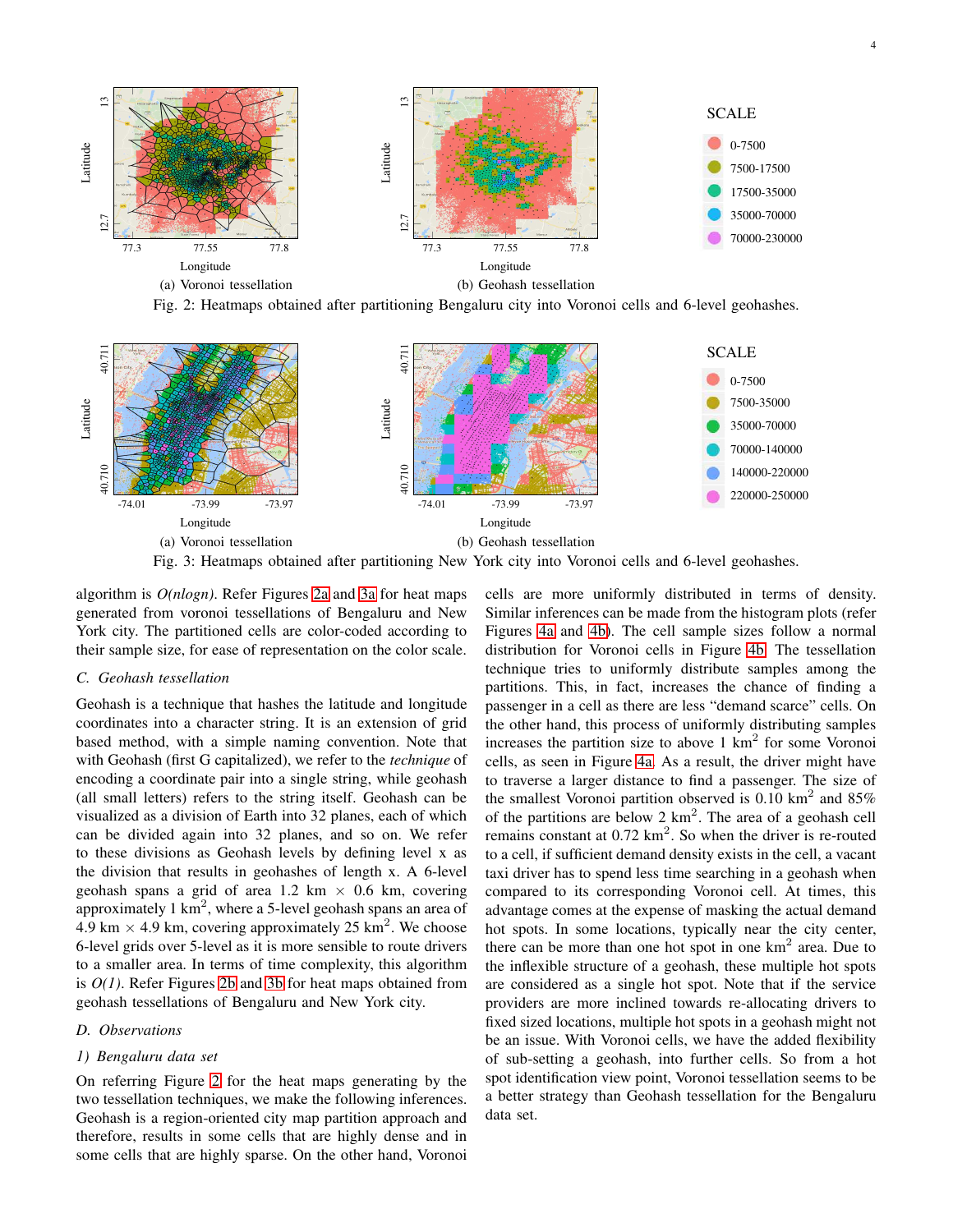Fig. 2: Heatmaps obtained after partitioning Bengaluru city into Voronoi cells and 6-level geohashes.

Fig. 3: Heatmaps obtained after partitioning New York city into Voronoi cells and 6-level geohashes.

algorithm is *O(nlogn)*. Refer Figures 2a and 3a for heat maps generated from voronoi tessellations of Bengaluru and New York city. The partitioned cells are color-coded according to their sample size, for ease of representation on the color scale.

### C. Geohash tessellation

Geohash is a technique that hashes the latitude and longitude coordinates into a character string. It is an extension of grid based method, with a simple naming convention. Note that with Geohash (first G capitalized), we refer to the *technique* of encoding a coordinate pair into a single string, while geohash (all small letters) refers to the string itself. Geohash can be visualized as a division of Earth into 32 planes, each of which can be divided again into 32 planes, and so on. We refer to these divisions as Geohash levels by defining level x as the division that results in geohashes of length x. A 6-level geohash spans a grid of area 1.2 km $\times$ 0.6 km, covering approximately 1 km$^2$, where a 5-level geohash spans an area of 4.9 km $\times$ 4.9 km, covering approximately 25 km$^2$. We choose 6-level grids over 5-level as it is more sensible to route drivers to a smaller area. In terms of time complexity, this algorithm is *O(1)*. Refer Figures 2b and 3b for heat maps obtained from geohash tessellations of Bengaluru and New York city.

### D. Observations

#### 1) Bengaluru data set

On referring Figure 2 for the heat maps generating by the two tessellation techniques, we make the following inferences. Geohash is a region-oriented city map partition approach and therefore, results in some cells that are highly dense and in some cells that are highly sparse. On the other hand, Voronoi cells are more uniformly distributed in terms of density. Similar inferences can be made from the histogram plots (refer Figures 4a and 4b). The cell sample sizes follow a normal distribution for Voronoi cells in Figure 4b. The tessellation technique tries to uniformly distribute samples among the partitions. This, in fact, increases the chance of finding a passenger in a cell as there are less "demand scarce" cells. On the other hand, this process of uniformly distributing samples increases the partition size to above 1 km$^2$ for some Voronoi cells, as seen in Figure 4a. As a result, the driver might have to traverse a larger distance to find a passenger. The size of the smallest Voronoi partition observed is 0.10 km$^2$ and 85% of the partitions are below 2 km$^2$. The area of a geohash cell remains constant at 0.72 km$^2$. So when the driver is re-routed to a cell, if sufficient demand density exists in the cell, a vacant taxi driver has to spend less time searching in a geohash when compared to its corresponding Voronoi cell. At times, this advantage comes at the expense of masking the actual demand hot spots. In some locations, typically near the city center, there can be more than one hot spot in one km$^2$ area. Due to the inflexible structure of a geohash, these multiple hot spots are considered as a single hot spot. Note that if the service providers are more inclined towards re-allocating drivers to fixed sized locations, multiple hot spots in a geohash might not be an issue. With Voronoi cells, we have the added flexibility of sub-setting a geohash, into further cells. So from a hot spot identification view point, Voronoi tessellation seems to be a better strategy than Geohash tessellation for the Bengaluru data set.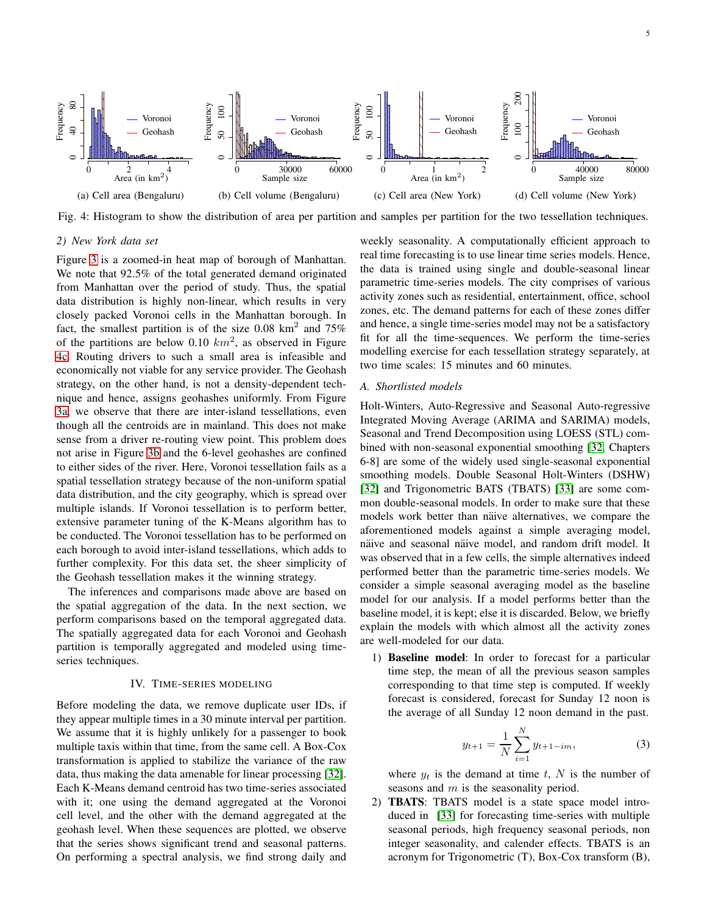Fig. 4: Histogram to show the distribution of area per partition and samples per partition for the two tessellation techniques.

(a) Cell area (Bengaluru) (b) Cell volume (Bengaluru) (c) Cell area (New York) (d) Cell volume (New York)

### 2) New York data set

Figure 3 is a zoomed-in heat map of borough of Manhattan. We note that 92.5% of the total generated demand originated from Manhattan over the period of study. Thus, the spatial data distribution is highly non-linear, which results in very closely packed Voronoi cells in the Manhattan borough. In fact, the smallest partition is of the size 0.08 km$^2$ and 75% of the partitions are below 0.10 $km^2$, as observed in Figure 4c. Routing drivers to such a small area is infeasible and economically not viable for any service provider. The Geohash strategy, on the other hand, is not a density-dependent technique and hence, assigns geohashes uniformly. From Figure 3a, we observe that there are inter-island tessellations, even though all the centroids are in mainland. This does not make sense from a driver re-routing view point. This problem does not arise in Figure 3b and the 6-level geohashes are confined to either sides of the river. Here, Voronoi tessellation fails as a spatial tessellation strategy because of the non-uniform spatial data distribution, and the city geography, which is spread over multiple islands. If Voronoi tessellation is to perform better, extensive parameter tuning of the K-Means algorithm has to be conducted. The Voronoi tessellation has to be performed on each borough to avoid inter-island tessellations, which adds to further complexity. For this data set, the sheer simplicity of the Geohash tessellation makes it the winning strategy.

The inferences and comparisons made above are based on the spatial aggregation of the data. In the next section, we perform comparisons based on the temporal aggregated data. The spatially aggregated data for each Voronoi and Geohash partition is temporally aggregated and modeled using time-series techniques.

## IV. Time-series modeling

Before modeling the data, we remove duplicate user IDs, if they appear multiple times in a 30 minute interval per partition. We assume that it is highly unlikely for a passenger to book multiple taxis within that time, from the same cell. A Box-Cox transformation is applied to stabilize the variance of the raw data, thus making the data amenable for linear processing [32]. Each K-Means demand centroid has two time-series associated with it; one using the demand aggregated at the Voronoi cell level, and the other with the demand aggregated at the geohash level. When these sequences are plotted, we observe that the series shows significant trend and seasonal patterns. On performing a spectral analysis, we find strong daily and weekly seasonality. A computationally efficient approach to real time forecasting is to use linear time series models. Hence, the data is trained using single and double-seasonal linear parametric time-series models. The city comprises of various activity zones such as residential, entertainment, office, school zones, etc. The demand patterns for each of these zones differ and hence, a single time-series model may not be a satisfactory fit for all the time-sequences. We perform the time-series modelling exercise for each tessellation strategy separately, at two time scales: 15 minutes and 60 minutes.

### A. Shortlisted models

Holt-Winters, Auto-Regressive and Seasonal Auto-regressive Integrated Moving Average (ARIMA and SARIMA) models, Seasonal and Trend Decomposition using LOESS (STL) combined with non-seasonal exponential smoothing [32, Chapters 6-8] are some of the widely used single-seasonal exponential smoothing models. Double Seasonal Holt-Winters (DSHW) [32] and Trigonometric BATS (TBATS) [33] are some common double-seasonal models. In order to make sure that these models work better than näive alternatives, we compare the aforementioned models against a simple averaging model, näive and seasonal näive model, and random drift model. It was observed that in a few cells, the simple alternatives indeed performed better than the parametric time-series models. We consider a simple seasonal averaging model as the baseline model for our analysis. If a model performs better than the baseline model, it is kept; else it is discarded. Below, we briefly explain the models with which almost all the activity zones are well-modeled for our data.

1) **Baseline model**: In order to forecast for a particular time step, the mean of all the previous season samples corresponding to that time step is computed. If weekly forecast is considered, forecast for Sunday 12 noon is the average of all Sunday 12 noon demand in the past.

$$y_{t+1} = \frac{1}{N}\sum_{i=1}^{N} y_{t+1-im}, \tag{3}$$

where $y_t$ is the demand at time $t$, $N$ is the number of seasons and $m$ is the seasonality period.

2) **TBATS**: TBATS model is a state space model introduced in [33] for forecasting time-series with multiple seasonal periods, high frequency seasonal periods, non integer seasonality, and calender effects. TBATS is an acronym for Trigonometric (T), Box-Cox transform (B),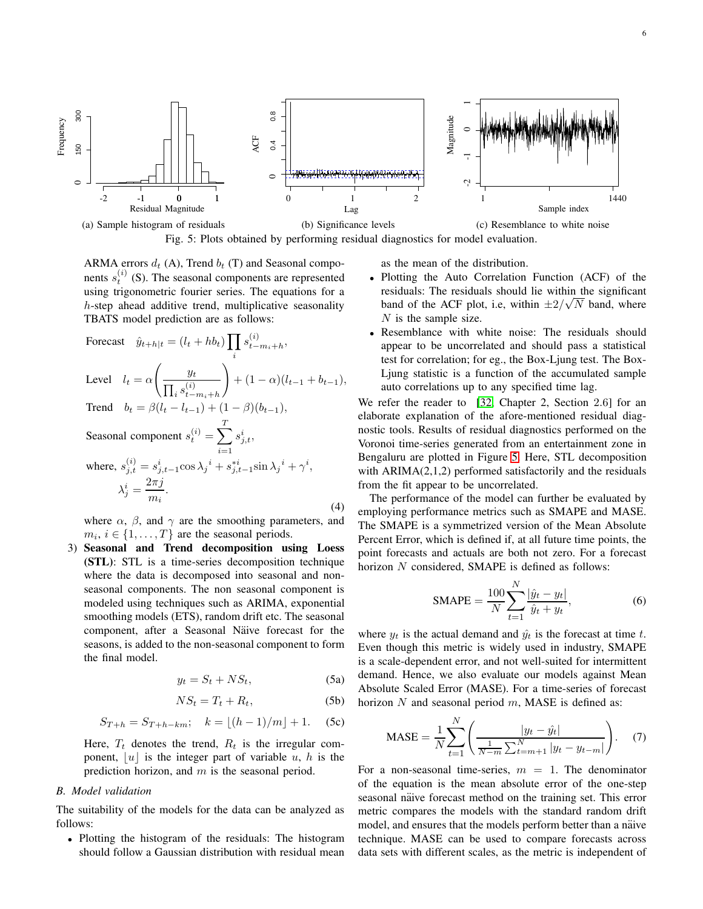(a) Sample histogram of residuals (b) Significance levels (c) Resemblance to white noise

Fig. 5: Plots obtained by performing residual diagnostics for model evaluation.

ARMA errors $d_t$ (A), Trend $b_t$ (T) and Seasonal components $s_t^{(i)}$ (S). The seasonal components are represented using trigonometric fourier series. The equations for a $h$-step ahead additive trend, multiplicative seasonality TBATS model prediction are as follows:

$$
\begin{aligned}
&\text{Forecast} \quad \hat{y}_{t+h|t} = (l_t + hb_t) \prod_i s_{t-m_i+h}^{(i)}, \\
&\text{Level} \quad l_t = \alpha \left( \frac{y_t}{\prod_i s_{t-m_i+h}^{(i)}} \right) + (1-\alpha)(l_{t-1} + b_{t-1}), \\
&\text{Trend} \quad b_t = \beta(l_t - l_{t-1}) + (1-\beta)(b_{t-1}), \\
&\text{Seasonal component } s_t^{(i)} = \sum_{i=1}^{T} s_{j,t}^{i}, \\
&\text{where, } s_{j,t}^{(i)} = s_{j,t-1}^{i} \cos \lambda_j{}^i + s_{j,t-1}^{*i} \sin \lambda_j{}^i + \gamma^i, \\
&\qquad \lambda_j^i = \frac{2\pi j}{m_i}.
\end{aligned} \tag{4}
$$

where $\alpha$, $\beta$, and $\gamma$ are the smoothing parameters, and $m_i$, $i \in \{1, \ldots, T\}$ are the seasonal periods.

3) **Seasonal and Trend decomposition using Loess (STL)**: STL is a time-series decomposition technique where the data is decomposed into seasonal and non-seasonal components. The non seasonal component is modeled using techniques such as ARIMA, exponential smoothing models (ETS), random drift etc. The seasonal component, after a Seasonal Näive forecast for the seasons, is added to the non-seasonal component to form the final model.

$$y_t = S_t + NS_t, \tag{5a}$$

$$NS_t = T_t + R_t, \tag{5b}$$

$$S_{T+h} = S_{T+h-km}; \quad k = \lfloor (h-1)/m \rfloor + 1. \tag{5c}$$

Here, $T_t$ denotes the trend, $R_t$ is the irregular component, $\lfloor u \rfloor$ is the integer part of variable $u$, $h$ is the prediction horizon, and $m$ is the seasonal period.

### *B. Model validation*

The suitability of the models for the data can be analyzed as follows:

- Plotting the histogram of the residuals: The histogram should follow a Gaussian distribution with residual mean as the mean of the distribution.
- Plotting the Auto Correlation Function (ACF) of the residuals: The residuals should lie within the significant band of the ACF plot, i.e, within $\pm 2/\sqrt{N}$ band, where $N$ is the sample size.
- Resemblance with white noise: The residuals should appear to be uncorrelated and should pass a statistical test for correlation; for eg., the Box-Ljung test. The Box-Ljung statistic is a function of the accumulated sample auto correlations up to any specified time lag.

We refer the reader to [32, Chapter 2, Section 2.6] for an elaborate explanation of the afore-mentioned residual diagnostic tools. Results of residual diagnostics performed on the Voronoi time-series generated from an entertainment zone in Bengaluru are plotted in Figure 5. Here, STL decomposition with ARIMA(2,1,2) performed satisfactorily and the residuals from the fit appear to be uncorrelated.

The performance of the model can further be evaluated by employing performance metrics such as SMAPE and MASE. The SMAPE is a symmetrized version of the Mean Absolute Percent Error, which is defined if, at all future time points, the point forecasts and actuals are both not zero. For a forecast horizon $N$ considered, SMAPE is defined as follows:

$$\text{SMAPE} = \frac{100}{N} \sum_{t=1}^{N} \frac{|\hat{y}_t - y_t|}{\hat{y}_t + y_t}, \tag{6}$$

where $y_t$ is the actual demand and $\hat{y}_t$ is the forecast at time $t$. Even though this metric is widely used in industry, SMAPE is a scale-dependent error, and not well-suited for intermittent demand. Hence, we also evaluate our models against Mean Absolute Scaled Error (MASE). For a time-series of forecast horizon $N$ and seasonal period $m$, MASE is defined as:

$$\text{MASE} = \frac{1}{N} \sum_{t=1}^{N} \left( \frac{|y_t - \hat{y}_t|}{\frac{1}{N-m} \sum_{t=m+1}^{N} |y_t - y_{t-m}|} \right). \tag{7}$$

For a non-seasonal time-series, $m = 1$. The denominator of the equation is the mean absolute error of the one-step seasonal näive forecast method on the training set. This error metric compares the models with the standard random drift model, and ensures that the models perform better than a näive technique. MASE can be used to compare forecasts across data sets with different scales, as the metric is independent of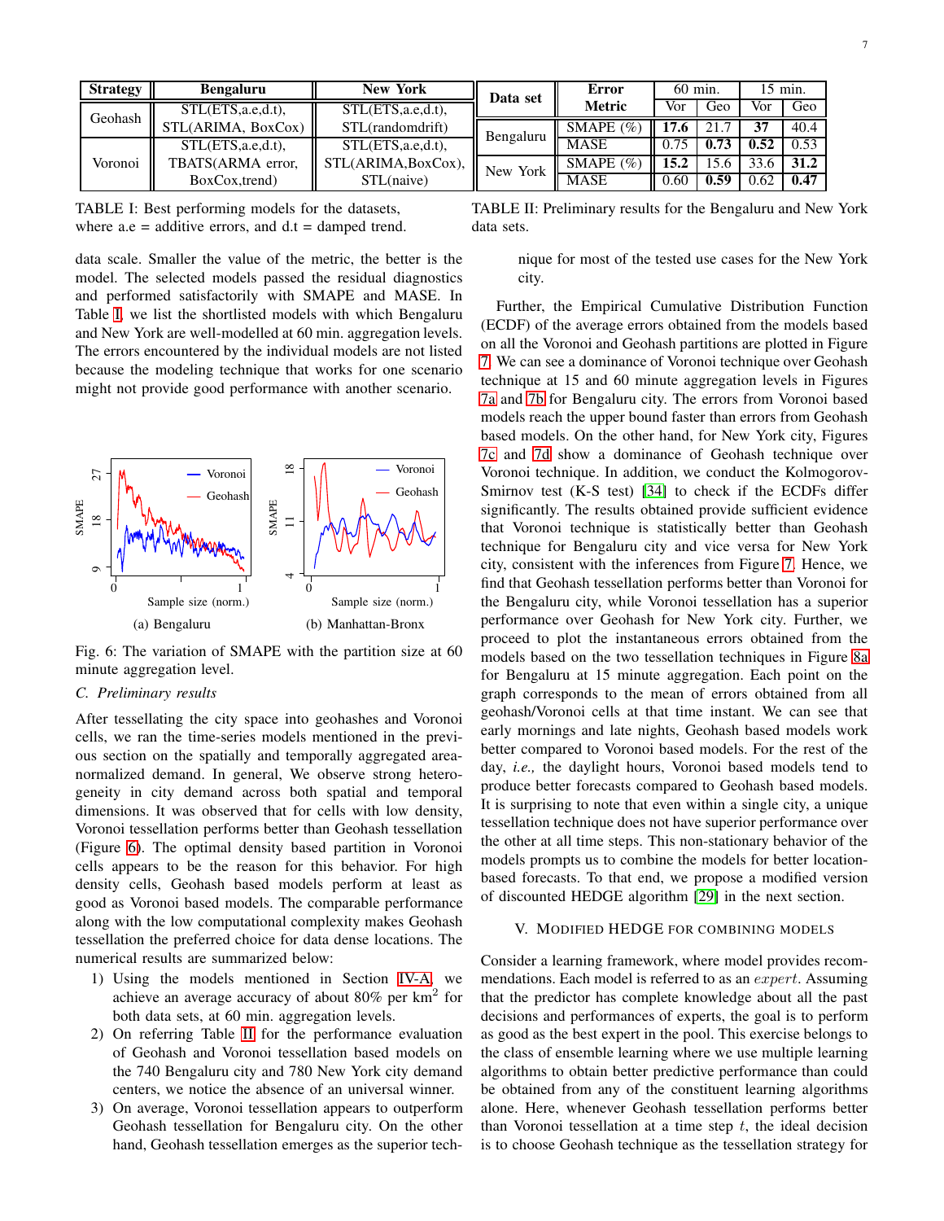| Strategy | Bengaluru | New York |
|---|---|---|
| Geohash | STL(ETS,a.e,d.t), STL(ARIMA, BoxCox) | STL(ETS,a.e,d.t), STL(randomdrift) |
| Voronoi | STL(ETS,a.e,d.t), TBATS(ARMA error, BoxCox,trend) | STL(ETS,a.e,d.t), STL(ARIMA,BoxCox), STL(naive) |

TABLE I: Best performing models for the datasets, where a.e = additive errors, and d.t = damped trend.

| Data set | Error Metric | 60 min. | | 15 min. | |
|---|---|---|---|---|---|
| | | Vor | Geo | Vor | Geo |
| Bengaluru | SMAPE (%) | **17.6** | 21.7 | **37** | 40.4 |
| | MASE | 0.75 | **0.73** | **0.52** | 0.53 |
| New York | SMAPE (%) | **15.2** | 15.6 | 33.6 | **31.2** |
| | MASE | 0.60 | **0.59** | 0.62 | **0.47** |

TABLE II: Preliminary results for the Bengaluru and New York data sets.

data scale. Smaller the value of the metric, the better is the model. The selected models passed the residual diagnostics and performed satisfactorily with SMAPE and MASE. In Table I, we list the shortlisted models with which Bengaluru and New York are well-modelled at 60 min. aggregation levels. The errors encountered by the individual models are not listed because the modeling technique that works for one scenario might not provide good performance with another scenario.

Fig. 6: The variation of SMAPE with the partition size at 60 minute aggregation level.

### C. Preliminary results

After tessellating the city space into geohashes and Voronoi cells, we ran the time-series models mentioned in the previous section on the spatially and temporally aggregated area-normalized demand. In general, We observe strong heterogeneity in city demand across both spatial and temporal dimensions. It was observed that for cells with low density, Voronoi tessellation performs better than Geohash tessellation (Figure 6). The optimal density based partition in Voronoi cells appears to be the reason for this behavior. For high density cells, Geohash based models perform at least as good as Voronoi based models. The comparable performance along with the low computational complexity makes Geohash tessellation the preferred choice for data dense locations. The numerical results are summarized below:

1) Using the models mentioned in Section IV-A, we achieve an average accuracy of about 80% per km$^2$ for both data sets, at 60 min. aggregation levels.
2) On referring Table II for the performance evaluation of Geohash and Voronoi tessellation based models on the 740 Bengaluru city and 780 New York city demand centers, we notice the absence of an universal winner.
3) On average, Voronoi tessellation appears to outperform Geohash tessellation for Bengaluru city. On the other hand, Geohash tessellation emerges as the superior technique for most of the tested use cases for the New York city.

Further, the Empirical Cumulative Distribution Function (ECDF) of the average errors obtained from the models based on all the Voronoi and Geohash partitions are plotted in Figure 7. We can see a dominance of Voronoi technique over Geohash technique at 15 and 60 minute aggregation levels in Figures 7a and 7b for Bengaluru city. The errors from Voronoi based models reach the upper bound faster than errors from Geohash based models. On the other hand, for New York city, Figures 7c and 7d show a dominance of Geohash technique over Voronoi technique. In addition, we conduct the Kolmogorov-Smirnov test (K-S test) [34] to check if the ECDFs differ significantly. The results obtained provide sufficient evidence that Voronoi technique is statistically better than Geohash technique for Bengaluru city and vice versa for New York city, consistent with the inferences from Figure 7. Hence, we find that Geohash tessellation performs better than Voronoi for the Bengaluru city, while Voronoi tessellation has a superior performance over Geohash for New York city. Further, we proceed to plot the instantaneous errors obtained from the models based on the two tessellation techniques in Figure 8a for Bengaluru at 15 minute aggregation. Each point on the graph corresponds to the mean of errors obtained from all geohash/Voronoi cells at that time instant. We can see that early mornings and late nights, Geohash based models work better compared to Voronoi based models. For the rest of the day, *i.e.,* the daylight hours, Voronoi based models tend to produce better forecasts compared to Geohash based models. It is surprising to note that even within a single city, a unique tessellation technique does not have superior performance over the other at all time steps. This non-stationary behavior of the models prompts us to combine the models for better location-based forecasts. To that end, we propose a modified version of discounted HEDGE algorithm [29] in the next section.

## V. Modified HEDGE for combining models

Consider a learning framework, where model provides recommendations. Each model is referred to as an $expert$. Assuming that the predictor has complete knowledge about all the past decisions and performances of experts, the goal is to perform as good as the best expert in the pool. This exercise belongs to the class of ensemble learning where we use multiple learning algorithms to obtain better predictive performance than could be obtained from any of the constituent learning algorithms alone. Here, whenever Geohash tessellation performs better than Voronoi tessellation at a time step $t$, the ideal decision is to choose Geohash technique as the tessellation strategy for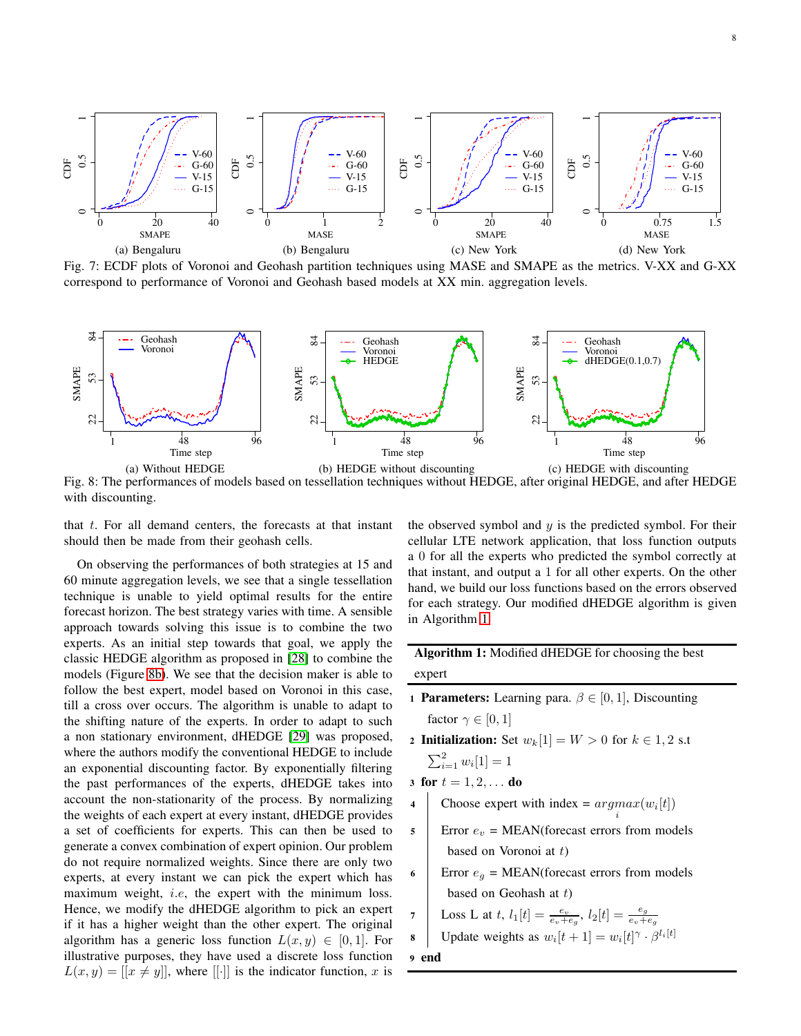(a) Bengaluru (b) Bengaluru (c) New York (d) New York

Fig. 7: ECDF plots of Voronoi and Geohash partition techniques using MASE and SMAPE as the metrics. V-XX and G-XX correspond to performance of Voronoi and Geohash based models at XX min. aggregation levels.

(a) Without HEDGE (b) HEDGE without discounting (c) HEDGE with discounting

Fig. 8: The performances of models based on tessellation techniques without HEDGE, after original HEDGE, and after HEDGE with discounting.

that $t$. For all demand centers, the forecasts at that instant should then be made from their geohash cells.

On observing the performances of both strategies at 15 and 60 minute aggregation levels, we see that a single tessellation technique is unable to yield optimal results for the entire forecast horizon. The best strategy varies with time. A sensible approach towards solving this issue is to combine the two experts. As an initial step towards that goal, we apply the classic HEDGE algorithm as proposed in [28] to combine the models (Figure 8b). We see that the decision maker is able to follow the best expert, model based on Voronoi in this case, till a cross over occurs. The algorithm is unable to adapt to the shifting nature of the experts. In order to adapt to such a non stationary environment, dHEDGE [29] was proposed, where the authors modify the conventional HEDGE to include an exponential discounting factor. By exponentially filtering the past performances of the experts, dHEDGE takes into account the non-stationarity of the process. By normalizing the weights of each expert at every instant, dHEDGE provides a set of coefficients for experts. This can then be used to generate a convex combination of expert opinion. Our problem do not require normalized weights. Since there are only two experts, at every instant we can pick the expert which has maximum weight, *i.e*, the expert with the minimum loss. Hence, we modify the dHEDGE algorithm to pick an expert if it has a higher weight than the other expert. The original algorithm has a generic loss function $L(x, y) \in [0, 1]$. For illustrative purposes, they have used a discrete loss function $L(x, y) = [[x \neq y]]$, where $[[\cdot]]$ is the indicator function, $x$ is the observed symbol and $y$ is the predicted symbol. For their cellular LTE network application, that loss function outputs a 0 for all the experts who predicted the symbol correctly at that instant, and output a 1 for all other experts. On the other hand, we build our loss functions based on the errors observed for each strategy. Our modified dHEDGE algorithm is given in Algorithm 1.

---

**Algorithm 1:** Modified dHEDGE for choosing the best expert

---

1. **Parameters:** Learning para. $\beta \in [0, 1]$, Discounting factor $\gamma \in [0, 1]$
2. **Initialization:** Set $w_k[1] = W > 0$ for $k \in 1, 2$ s.t $\sum_{i=1}^{2} w_i[1] = 1$
3. **for** $t = 1, 2, \ldots$ **do**
4. Choose expert with index = $\underset{i}{argmax}(w_i[t])$
5. Error $e_v$ = MEAN(forecast errors from models based on Voronoi at $t$)
6. Error $e_g$ = MEAN(forecast errors from models based on Geohash at $t$)
7. Loss L at $t$, $l_1[t] = \frac{e_v}{e_v+e_g}$, $l_2[t] = \frac{e_g}{e_v+e_g}$
8. Update weights as $w_i[t+1] = w_i[t]^{\gamma} \cdot \beta^{l_i[t]}$
9. **end**

---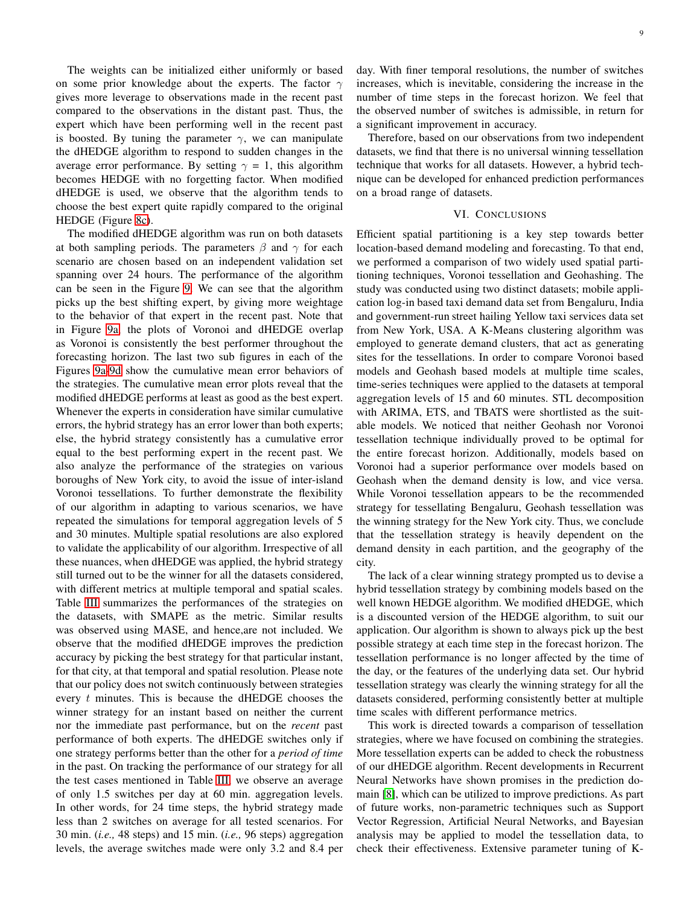The weights can be initialized either uniformly or based on some prior knowledge about the experts. The factor $\gamma$ gives more leverage to observations made in the recent past compared to the observations in the distant past. Thus, the expert which have been performing well in the recent past is boosted. By tuning the parameter $\gamma$, we can manipulate the dHEDGE algorithm to respond to sudden changes in the average error performance. By setting $\gamma$ = 1, this algorithm becomes HEDGE with no forgetting factor. When modified dHEDGE is used, we observe that the algorithm tends to choose the best expert quite rapidly compared to the original HEDGE (Figure 8c).

The modified dHEDGE algorithm was run on both datasets at both sampling periods. The parameters $\beta$ and $\gamma$ for each scenario are chosen based on an independent validation set spanning over 24 hours. The performance of the algorithm can be seen in the Figure 9. We can see that the algorithm picks up the best shifting expert, by giving more weightage to the behavior of that expert in the recent past. Note that in Figure 9a, the plots of Voronoi and dHEDGE overlap as Voronoi is consistently the best performer throughout the forecasting horizon. The last two sub figures in each of the Figures 9a-9d show the cumulative mean error behaviors of the strategies. The cumulative mean error plots reveal that the modified dHEDGE performs at least as good as the best expert. Whenever the experts in consideration have similar cumulative errors, the hybrid strategy has an error lower than both experts; else, the hybrid strategy consistently has a cumulative error equal to the best performing expert in the recent past. We also analyze the performance of the strategies on various boroughs of New York city, to avoid the issue of inter-island Voronoi tessellations. To further demonstrate the flexibility of our algorithm in adapting to various scenarios, we have repeated the simulations for temporal aggregation levels of 5 and 30 minutes. Multiple spatial resolutions are also explored to validate the applicability of our algorithm. Irrespective of all these nuances, when dHEDGE was applied, the hybrid strategy still turned out to be the winner for all the datasets considered, with different metrics at multiple temporal and spatial scales. Table III summarizes the performances of the strategies on the datasets, with SMAPE as the metric. Similar results was observed using MASE, and hence,are not included. We observe that the modified dHEDGE improves the prediction accuracy by picking the best strategy for that particular instant, for that city, at that temporal and spatial resolution. Please note that our policy does not switch continuously between strategies every $t$ minutes. This is because the dHEDGE chooses the winner strategy for an instant based on neither the current nor the immediate past performance, but on the *recent* past performance of both experts. The dHEDGE switches only if one strategy performs better than the other for a *period of time* in the past. On tracking the performance of our strategy for all the test cases mentioned in Table III, we observe an average of only 1.5 switches per day at 60 min. aggregation levels. In other words, for 24 time steps, the hybrid strategy made less than 2 switches on average for all tested scenarios. For 30 min. (*i.e.,* 48 steps) and 15 min. (*i.e.,* 96 steps) aggregation levels, the average switches made were only 3.2 and 8.4 per day. With finer temporal resolutions, the number of switches increases, which is inevitable, considering the increase in the number of time steps in the forecast horizon. We feel that the observed number of switches is admissible, in return for a significant improvement in accuracy.

Therefore, based on our observations from two independent datasets, we find that there is no universal winning tessellation technique that works for all datasets. However, a hybrid technique can be developed for enhanced prediction performances on a broad range of datasets.

## VI. Conclusions

Efficient spatial partitioning is a key step towards better location-based demand modeling and forecasting. To that end, we performed a comparison of two widely used spatial partitioning techniques, Voronoi tessellation and Geohashing. The study was conducted using two distinct datasets; mobile application log-in based taxi demand data set from Bengaluru, India and government-run street hailing Yellow taxi services data set from New York, USA. A K-Means clustering algorithm was employed to generate demand clusters, that act as generating sites for the tessellations. In order to compare Voronoi based models and Geohash based models at multiple time scales, time-series techniques were applied to the datasets at temporal aggregation levels of 15 and 60 minutes. STL decomposition with ARIMA, ETS, and TBATS were shortlisted as the suitable models. We noticed that neither Geohash nor Voronoi tessellation technique individually proved to be optimal for the entire forecast horizon. Additionally, models based on Voronoi had a superior performance over models based on Geohash when the demand density is low, and vice versa. While Voronoi tessellation appears to be the recommended strategy for tessellating Bengaluru, Geohash tessellation was the winning strategy for the New York city. Thus, we conclude that the tessellation strategy is heavily dependent on the demand density in each partition, and the geography of the city.

The lack of a clear winning strategy prompted us to devise a hybrid tessellation strategy by combining models based on the well known HEDGE algorithm. We modified dHEDGE, which is a discounted version of the HEDGE algorithm, to suit our application. Our algorithm is shown to always pick up the best possible strategy at each time step in the forecast horizon. The tessellation performance is no longer affected by the time of the day, or the features of the underlying data set. Our hybrid tessellation strategy was clearly the winning strategy for all the datasets considered, performing consistently better at multiple time scales with different performance metrics.

This work is directed towards a comparison of tessellation strategies, where we have focused on combining the strategies. More tessellation experts can be added to check the robustness of our dHEDGE algorithm. Recent developments in Recurrent Neural Networks have shown promises in the prediction domain [8], which can be utilized to improve predictions. As part of future works, non-parametric techniques such as Support Vector Regression, Artificial Neural Networks, and Bayesian analysis may be applied to model the tessellation data, to check their effectiveness. Extensive parameter tuning of K-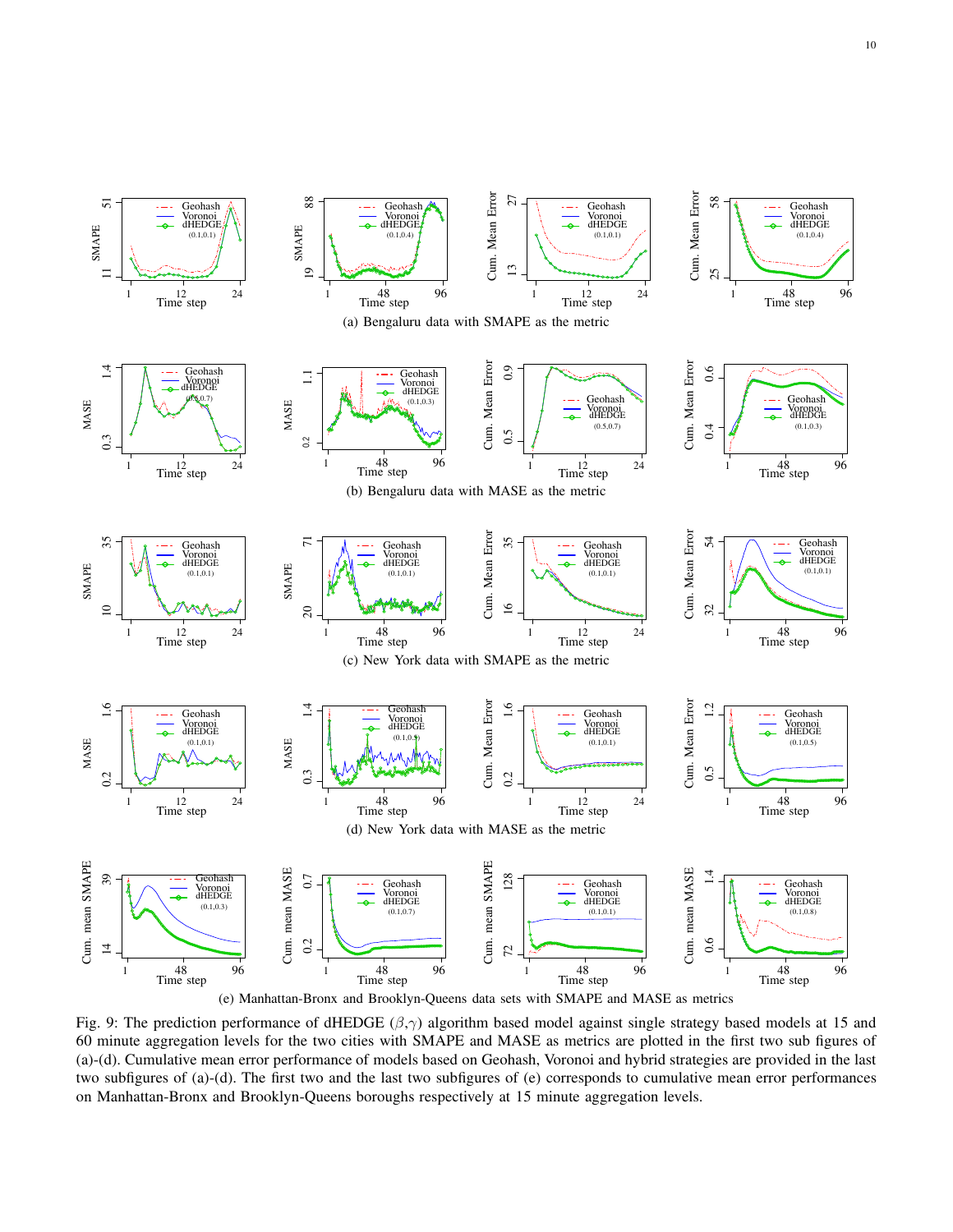(a) Bengaluru data with SMAPE as the metric

(b) Bengaluru data with MASE as the metric

(c) New York data with SMAPE as the metric

(d) New York data with MASE as the metric

(e) Manhattan-Bronx and Brooklyn-Queens data sets with SMAPE and MASE as metrics

Fig. 9: The prediction performance of dHEDGE ($\beta$,$\gamma$) algorithm based model against single strategy based models at 15 and 60 minute aggregation levels for the two cities with SMAPE and MASE as metrics are plotted in the first two sub figures of (a)-(d). Cumulative mean error performance of models based on Geohash, Voronoi and hybrid strategies are provided in the last two subfigures of (a)-(d). The first two and the last two subfigures of (e) corresponds to cumulative mean error performances on Manhattan-Bronx and Brooklyn-Queens boroughs respectively at 15 minute aggregation levels.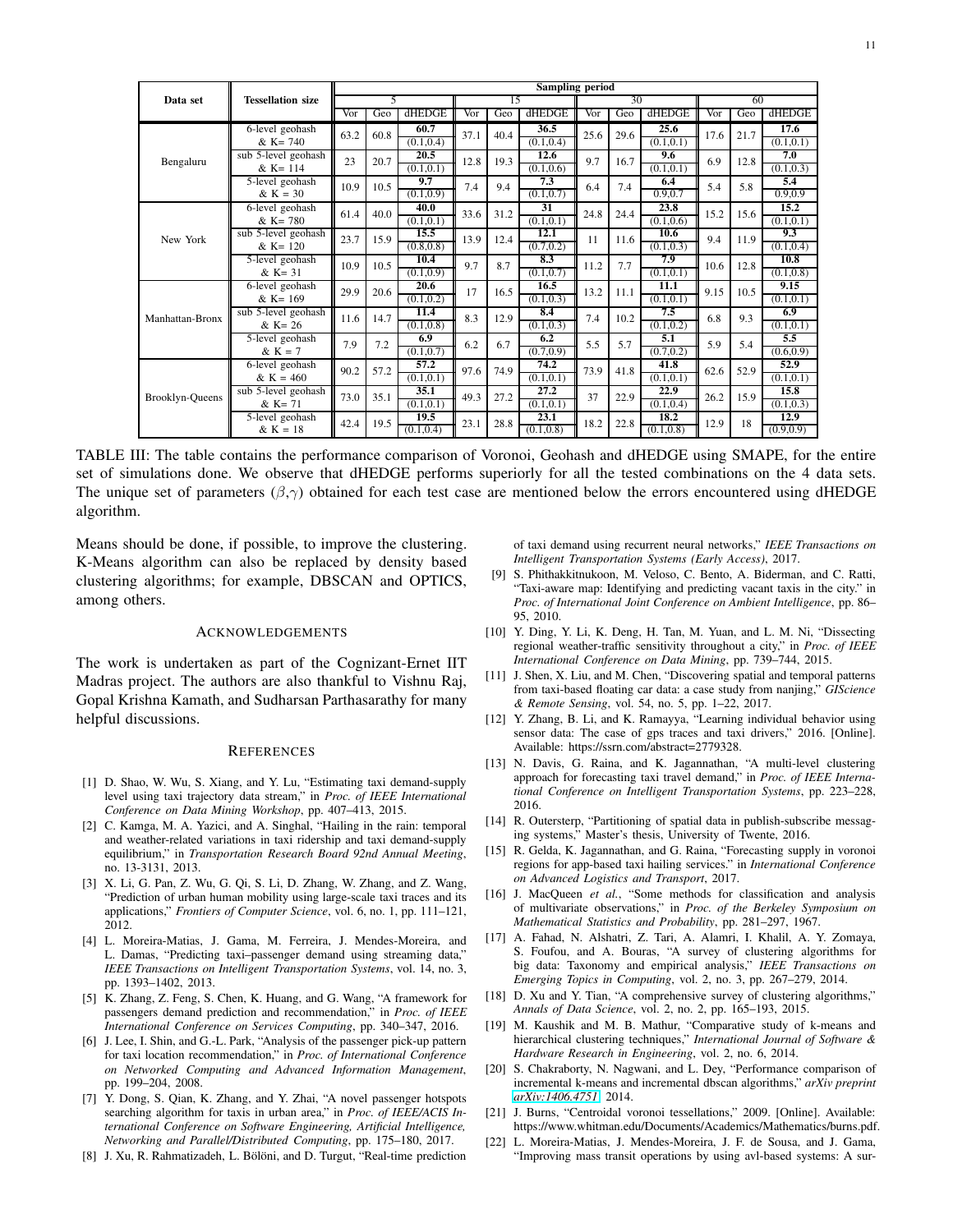| Data set | Tessellation size | Sampling period | | | | | | | | | | | |
|---|---|---|---|---|---|---|---|---|---|---|---|---|---|
| | | 5 | | | 15 | | | 30 | | | 60 | | |
| | | Vor | Geo | dHEDGE | Vor | Geo | dHEDGE | Vor | Geo | dHEDGE | Vor | Geo | dHEDGE |
| Bengaluru | 6-level geohash & K= 740 | 63.2 | 60.8 | **60.7** (0.1,0.4) | 37.1 | 40.4 | **36.5** (0.1,0.4) | 25.6 | 29.6 | **25.6** (0.1,0.1) | 17.6 | 21.7 | **17.6** (0.1,0.1) |
| | sub 5-level geohash & K= 114 | 23 | 20.7 | **20.5** (0.1,0.1) | 12.8 | 19.3 | **12.6** (0.1,0.6) | 9.7 | 16.7 | **9.6** (0.1,0.1) | 6.9 | 12.8 | **7.0** (0.1,0.3) |
| | 5-level geohash & K = 30 | 10.9 | 10.5 | **9.7** (0.1,0.9) | 7.4 | 9.4 | **7.3** (0.1,0.7) | 6.4 | 7.4 | **6.4** 0.9,0.7 | 5.4 | 5.8 | **5.4** 0.9,0.9 |
| New York | 6-level geohash & K= 780 | 61.4 | 40.0 | **40.0** (0.1,0.1) | 33.6 | 31.2 | **31** (0.1,0.1) | 24.8 | 24.4 | **23.8** (0.1,0.6) | 15.2 | 15.6 | **15.2** (0.1,0.1) |
| | sub 5-level geohash & K= 120 | 23.7 | 15.9 | **15.5** (0.8,0.8) | 13.9 | 12.4 | **12.1** (0.7,0.2) | 11 | 11.6 | **10.6** (0.1,0.3) | 9.4 | 11.9 | **9.3** (0.1,0.4) |
| | 5-level geohash & K= 31 | 10.9 | 10.5 | **10.4** (0.1,0.9) | 9.7 | 8.7 | **8.3** (0.1,0.7) | 11.2 | 7.7 | **7.9** (0.1,0.1) | 10.6 | 12.8 | **10.8** (0.1,0.8) |
| Manhattan-Bronx | 6-level geohash & K= 169 | 29.9 | 20.6 | **20.6** (0.1,0.2) | 17 | 16.5 | **16.5** (0.1,0.3) | 13.2 | 11.1 | **11.1** (0.1,0.1) | 9.15 | 10.5 | **9.15** (0.1,0.1) |
| | sub 5-level geohash & K= 26 | 11.6 | 14.7 | **11.4** (0.1,0.8) | 8.3 | 12.9 | **8.4** (0.1,0.3) | 7.4 | 10.2 | **7.5** (0.1,0.2) | 6.8 | 9.3 | **6.9** (0.1,0.1) |
| | 5-level geohash & K = 7 | 7.9 | 7.2 | **6.9** (0.1,0.7) | 6.2 | 6.7 | **6.2** (0.7,0.9) | 5.5 | 5.7 | **5.1** (0.7,0.2) | 5.9 | 5.4 | **5.5** (0.6,0.9) |
| Brooklyn-Queens | 6-level geohash & K = 460 | 90.2 | 57.2 | **57.2** (0.1,0.1) | 97.6 | 74.9 | **74.2** (0.1,0.1) | 73.9 | 41.8 | **41.8** (0.1,0.1) | 62.6 | 52.9 | **52.9** (0.1,0.1) |
| | sub 5-level geohash & K= 71 | 73.0 | 35.1 | **35.1** (0.1,0.1) | 49.3 | 27.2 | **27.2** (0.1,0.1) | 37 | 22.9 | **22.9** (0.1,0.4) | 26.2 | 15.9 | **15.8** (0.1,0.3) |
| | 5-level geohash & K = 18 | 42.4 | 19.5 | **19.5** (0.1,0.4) | 23.1 | 28.8 | **23.1** (0.1,0.8) | 18.2 | 22.8 | **18.2** (0.1,0.8) | 12.9 | 18 | **12.9** (0.9,0.9) |

TABLE III: The table contains the performance comparison of Voronoi, Geohash and dHEDGE using SMAPE, for the entire set of simulations done. We observe that dHEDGE performs superiorly for all the tested combinations on the 4 data sets. The unique set of parameters ($\beta$,$\gamma$) obtained for each test case are mentioned below the errors encountered using dHEDGE algorithm.

Means should be done, if possible, to improve the clustering. K-Means algorithm can also be replaced by density based clustering algorithms; for example, DBSCAN and OPTICS, among others.

## Acknowledgements

The work is undertaken as part of the Cognizant-Ernet IIT Madras project. The authors are also thankful to Vishnu Raj, Gopal Krishna Kamath, and Sudharsan Parthasarathy for many helpful discussions.

## References

[1] D. Shao, W. Wu, S. Xiang, and Y. Lu, "Estimating taxi demand-supply level using taxi trajectory data stream," in *Proc. of IEEE International Conference on Data Mining Workshop*, pp. 407–413, 2015.

[2] C. Kamga, M. A. Yazici, and A. Singhal, "Hailing in the rain: temporal and weather-related variations in taxi ridership and taxi demand-supply equilibrium," in *Transportation Research Board 92nd Annual Meeting*, no. 13-3131, 2013.

[3] X. Li, G. Pan, Z. Wu, G. Qi, S. Li, D. Zhang, W. Zhang, and Z. Wang, "Prediction of urban human mobility using large-scale taxi traces and its applications," *Frontiers of Computer Science*, vol. 6, no. 1, pp. 111–121, 2012.

[4] L. Moreira-Matias, J. Gama, M. Ferreira, J. Mendes-Moreira, and L. Damas, "Predicting taxi–passenger demand using streaming data," *IEEE Transactions on Intelligent Transportation Systems*, vol. 14, no. 3, pp. 1393–1402, 2013.

[5] K. Zhang, Z. Feng, S. Chen, K. Huang, and G. Wang, "A framework for passengers demand prediction and recommendation," in *Proc. of IEEE International Conference on Services Computing*, pp. 340–347, 2016.

[6] J. Lee, I. Shin, and G.-L. Park, "Analysis of the passenger pick-up pattern for taxi location recommendation," in *Proc. of International Conference on Networked Computing and Advanced Information Management*, pp. 199–204, 2008.

[7] Y. Dong, S. Qian, K. Zhang, and Y. Zhai, "A novel passenger hotspots searching algorithm for taxis in urban area," in *Proc. of IEEE/ACIS International Conference on Software Engineering, Artificial Intelligence, Networking and Parallel/Distributed Computing*, pp. 175–180, 2017.

[8] J. Xu, R. Rahmatizadeh, L. Bölöni, and D. Turgut, "Real-time prediction of taxi demand using recurrent neural networks," *IEEE Transactions on Intelligent Transportation Systems (Early Access)*, 2017.

[9] S. Phithakkitnukoon, M. Veloso, C. Bento, A. Biderman, and C. Ratti, "Taxi-aware map: Identifying and predicting vacant taxis in the city." in *Proc. of International Joint Conference on Ambient Intelligence*, pp. 86–95, 2010.

[10] Y. Ding, Y. Li, K. Deng, H. Tan, M. Yuan, and L. M. Ni, "Dissecting regional weather-traffic sensitivity throughout a city," in *Proc. of IEEE International Conference on Data Mining*, pp. 739–744, 2015.

[11] J. Shen, X. Liu, and M. Chen, "Discovering spatial and temporal patterns from taxi-based floating car data: a case study from nanjing," *GIScience & Remote Sensing*, vol. 54, no. 5, pp. 1–22, 2017.

[12] Y. Zhang, B. Li, and K. Ramayya, "Learning individual behavior using sensor data: The case of gps traces and taxi drivers," 2016. [Online]. Available: https://ssrn.com/abstract=2779328.

[13] N. Davis, G. Raina, and K. Jagannathan, "A multi-level clustering approach for forecasting taxi travel demand," in *Proc. of IEEE International Conference on Intelligent Transportation Systems*, pp. 223–228, 2016.

[14] R. Outersterp, "Partitioning of spatial data in publish-subscribe messaging systems," Master's thesis, University of Twente, 2016.

[15] R. Gelda, K. Jagannathan, and G. Raina, "Forecasting supply in voronoi regions for app-based taxi hailing services." in *International Conference on Advanced Logistics and Transport*, 2017.

[16] J. MacQueen *et al.*, "Some methods for classification and analysis of multivariate observations," in *Proc. of the Berkeley Symposium on Mathematical Statistics and Probability*, pp. 281–297, 1967.

[17] A. Fahad, N. Alshatri, Z. Tari, A. Alamri, I. Khalil, A. Y. Zomaya, S. Foufou, and A. Bouras, "A survey of clustering algorithms for big data: Taxonomy and empirical analysis," *IEEE Transactions on Emerging Topics in Computing*, vol. 2, no. 3, pp. 267–279, 2014.

[18] D. Xu and Y. Tian, "A comprehensive survey of clustering algorithms," *Annals of Data Science*, vol. 2, no. 2, pp. 165–193, 2015.

[19] M. Kaushik and M. B. Mathur, "Comparative study of k-means and hierarchical clustering techniques," *International Journal of Software & Hardware Research in Engineering*, vol. 2, no. 6, 2014.

[20] S. Chakraborty, N. Nagwani, and L. Dey, "Performance comparison of incremental k-means and incremental dbscan algorithms," *arXiv preprint arXiv:1406.4751*, 2014.

[21] J. Burns, "Centroidal voronoi tessellations," 2009. [Online]. Available: https://www.whitman.edu/Documents/Academics/Mathematics/burns.pdf.

[22] L. Moreira-Matias, J. Mendes-Moreira, J. F. de Sousa, and J. Gama, "Improving mass transit operations by using avl-based systems: A sur-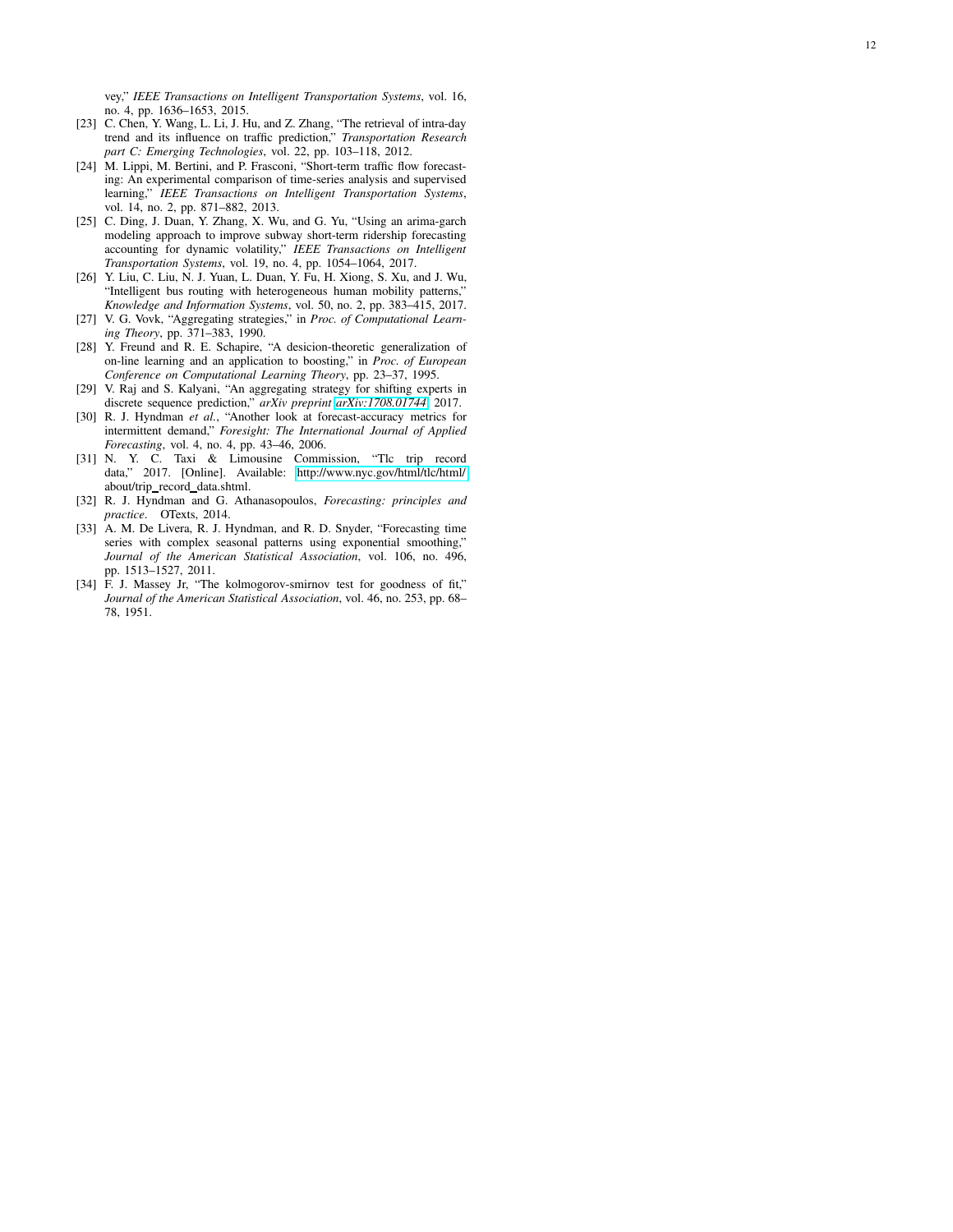vey," *IEEE Transactions on Intelligent Transportation Systems*, vol. 16, no. 4, pp. 1636–1653, 2015.

[23] C. Chen, Y. Wang, L. Li, J. Hu, and Z. Zhang, "The retrieval of intra-day trend and its influence on traffic prediction," *Transportation Research part C: Emerging Technologies*, vol. 22, pp. 103–118, 2012.

[24] M. Lippi, M. Bertini, and P. Frasconi, "Short-term traffic flow forecasting: An experimental comparison of time-series analysis and supervised learning," *IEEE Transactions on Intelligent Transportation Systems*, vol. 14, no. 2, pp. 871–882, 2013.

[25] C. Ding, J. Duan, Y. Zhang, X. Wu, and G. Yu, "Using an arima-garch modeling approach to improve subway short-term ridership forecasting accounting for dynamic volatility," *IEEE Transactions on Intelligent Transportation Systems*, vol. 19, no. 4, pp. 1054–1064, 2017.

[26] Y. Liu, C. Liu, N. J. Yuan, L. Duan, Y. Fu, H. Xiong, S. Xu, and J. Wu, "Intelligent bus routing with heterogeneous human mobility patterns," *Knowledge and Information Systems*, vol. 50, no. 2, pp. 383–415, 2017.

[27] V. G. Vovk, "Aggregating strategies," in *Proc. of Computational Learning Theory*, pp. 371–383, 1990.

[28] Y. Freund and R. E. Schapire, "A desicion-theoretic generalization of on-line learning and an application to boosting," in *Proc. of European Conference on Computational Learning Theory*, pp. 23–37, 1995.

[29] V. Raj and S. Kalyani, "An aggregating strategy for shifting experts in discrete sequence prediction," *arXiv preprint arXiv:1708.01744*, 2017.

[30] R. J. Hyndman *et al.*, "Another look at forecast-accuracy metrics for intermittent demand," *Foresight: The International Journal of Applied Forecasting*, vol. 4, no. 4, pp. 43–46, 2006.

[31] N. Y. C. Taxi & Limousine Commission, "Tlc trip record data," 2017. [Online]. Available: http://www.nyc.gov/html/tlc/html/about/trip_record_data.shtml.

[32] R. J. Hyndman and G. Athanasopoulos, *Forecasting: principles and practice*. OTexts, 2014.

[33] A. M. De Livera, R. J. Hyndman, and R. D. Snyder, "Forecasting time series with complex seasonal patterns using exponential smoothing," *Journal of the American Statistical Association*, vol. 106, no. 496, pp. 1513–1527, 2011.

[34] F. J. Massey Jr, "The kolmogorov-smirnov test for goodness of fit," *Journal of the American Statistical Association*, vol. 46, no. 253, pp. 68–78, 1951.